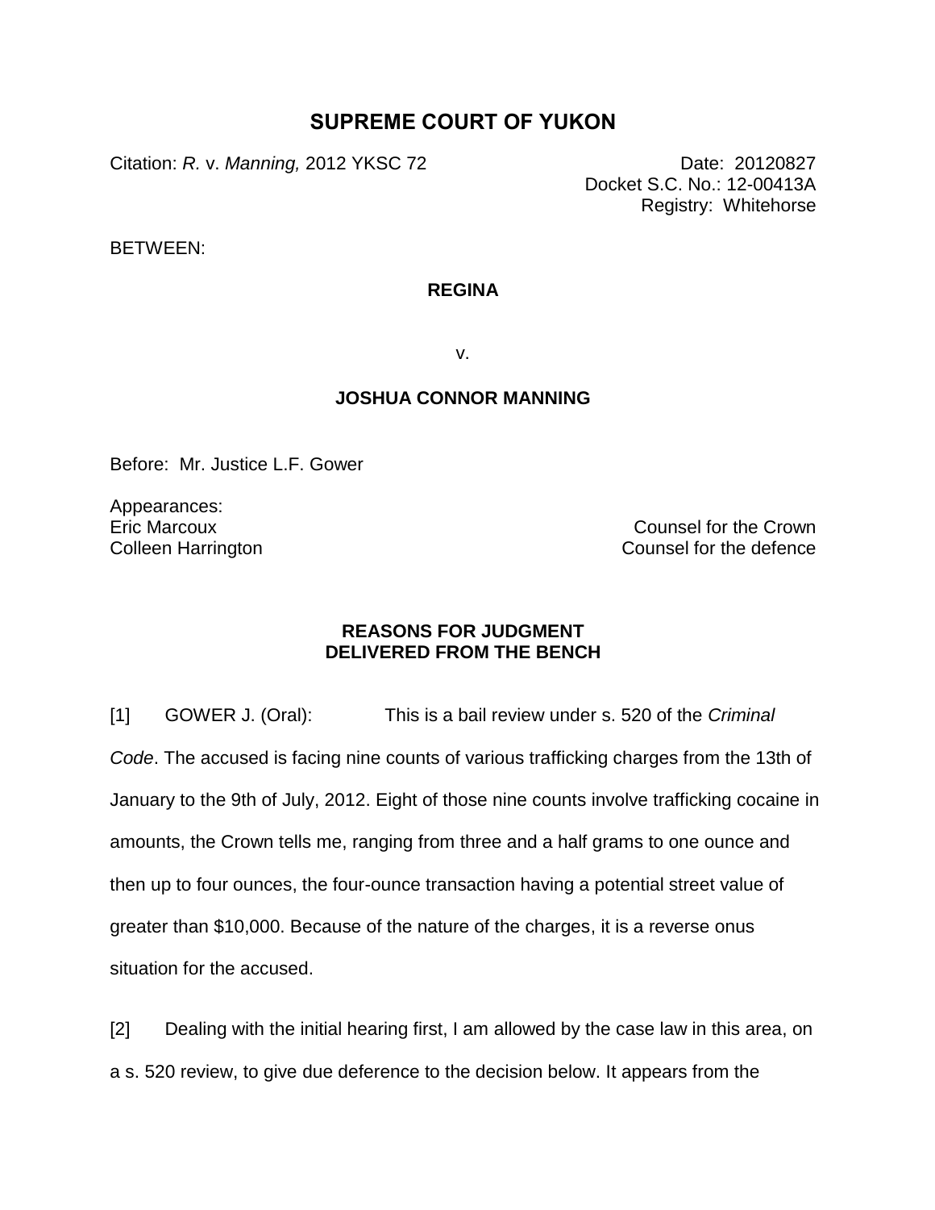# SUPREME COURT OF YUKON

Citation: *R.* v. *Manning,* 2012 YKSC 72

Date: 20120827
Docket S.C. No.: 12-00413A
Registry: Whitehorse

BETWEEN:

**REGINA**

v.

**JOSHUA CONNOR MANNING**

Before: Mr. Justice L.F. Gower

Appearances:

Eric Marcoux — Counsel for the Crown
Colleen Harrington — Counsel for the defence

**REASONS FOR JUDGMENT
DELIVERED FROM THE BENCH**

[1] GOWER J. (Oral): This is a bail review under s. 520 of the *Criminal Code*. The accused is facing nine counts of various trafficking charges from the 13th of January to the 9th of July, 2012. Eight of those nine counts involve trafficking cocaine in amounts, the Crown tells me, ranging from three and a half grams to one ounce and then up to four ounces, the four-ounce transaction having a potential street value of greater than $10,000. Because of the nature of the charges, it is a reverse onus situation for the accused.

[2] Dealing with the initial hearing first, I am allowed by the case law in this area, on a s. 520 review, to give due deference to the decision below. It appears from the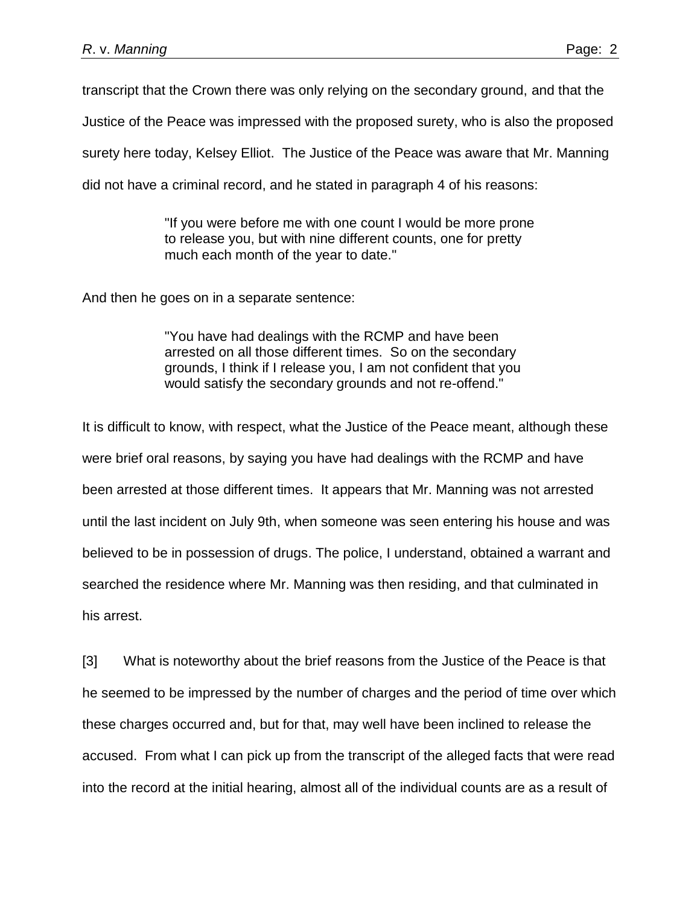transcript that the Crown there was only relying on the secondary ground, and that the Justice of the Peace was impressed with the proposed surety, who is also the proposed surety here today, Kelsey Elliot. The Justice of the Peace was aware that Mr. Manning did not have a criminal record, and he stated in paragraph 4 of his reasons:

> "If you were before me with one count I would be more prone to release you, but with nine different counts, one for pretty much each month of the year to date."

And then he goes on in a separate sentence:

> "You have had dealings with the RCMP and have been arrested on all those different times. So on the secondary grounds, I think if I release you, I am not confident that you would satisfy the secondary grounds and not re-offend."

It is difficult to know, with respect, what the Justice of the Peace meant, although these were brief oral reasons, by saying you have had dealings with the RCMP and have been arrested at those different times. It appears that Mr. Manning was not arrested until the last incident on July 9th, when someone was seen entering his house and was believed to be in possession of drugs. The police, I understand, obtained a warrant and searched the residence where Mr. Manning was then residing, and that culminated in his arrest.

[3] What is noteworthy about the brief reasons from the Justice of the Peace is that he seemed to be impressed by the number of charges and the period of time over which these charges occurred and, but for that, may well have been inclined to release the accused. From what I can pick up from the transcript of the alleged facts that were read into the record at the initial hearing, almost all of the individual counts are as a result of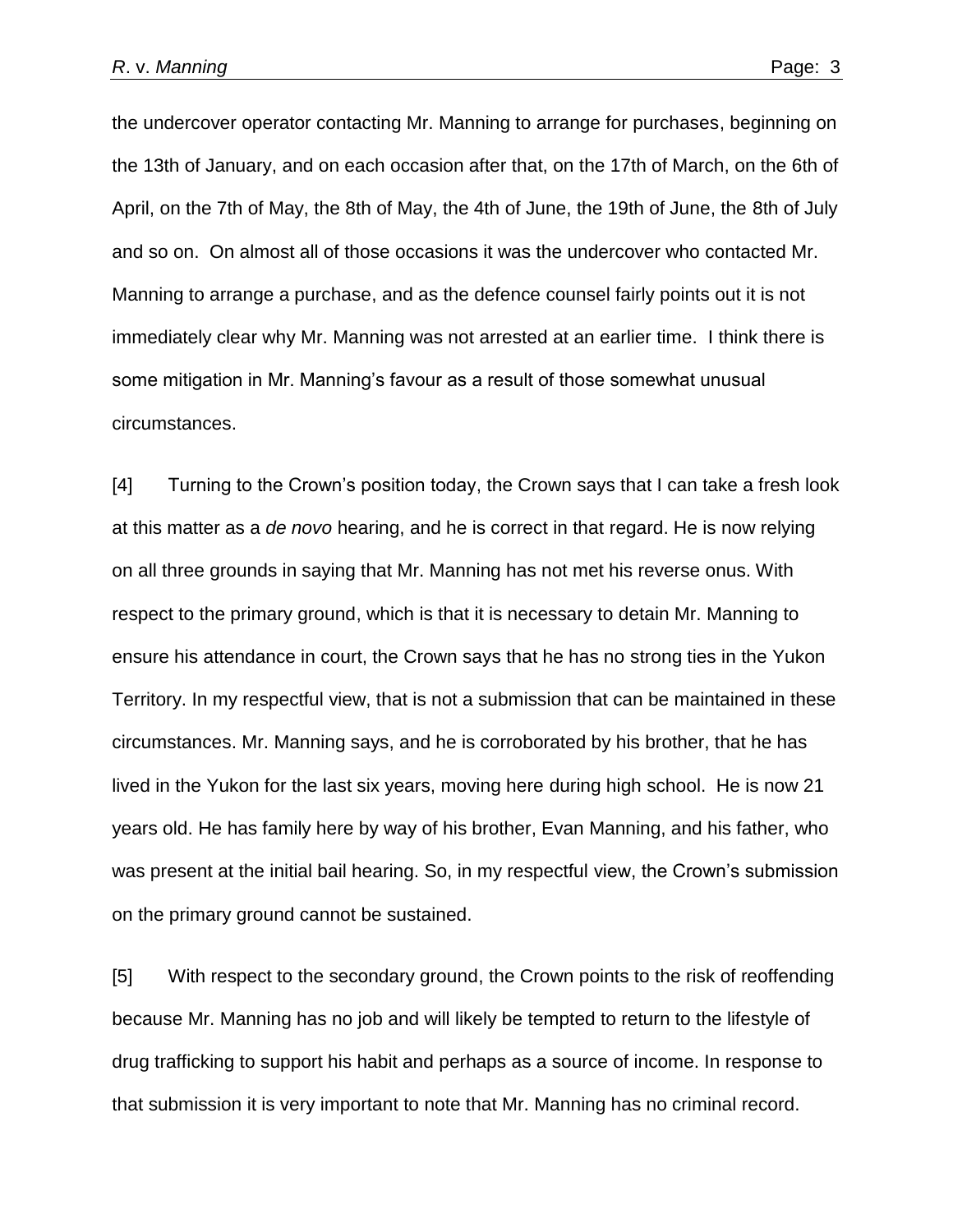the undercover operator contacting Mr. Manning to arrange for purchases, beginning on the 13th of January, and on each occasion after that, on the 17th of March, on the 6th of April, on the 7th of May, the 8th of May, the 4th of June, the 19th of June, the 8th of July and so on. On almost all of those occasions it was the undercover who contacted Mr. Manning to arrange a purchase, and as the defence counsel fairly points out it is not immediately clear why Mr. Manning was not arrested at an earlier time. I think there is some mitigation in Mr. Manning's favour as a result of those somewhat unusual circumstances.

[4] Turning to the Crown's position today, the Crown says that I can take a fresh look at this matter as a *de novo* hearing, and he is correct in that regard. He is now relying on all three grounds in saying that Mr. Manning has not met his reverse onus. With respect to the primary ground, which is that it is necessary to detain Mr. Manning to ensure his attendance in court, the Crown says that he has no strong ties in the Yukon Territory. In my respectful view, that is not a submission that can be maintained in these circumstances. Mr. Manning says, and he is corroborated by his brother, that he has lived in the Yukon for the last six years, moving here during high school. He is now 21 years old. He has family here by way of his brother, Evan Manning, and his father, who was present at the initial bail hearing. So, in my respectful view, the Crown's submission on the primary ground cannot be sustained.

[5] With respect to the secondary ground, the Crown points to the risk of reoffending because Mr. Manning has no job and will likely be tempted to return to the lifestyle of drug trafficking to support his habit and perhaps as a source of income. In response to that submission it is very important to note that Mr. Manning has no criminal record.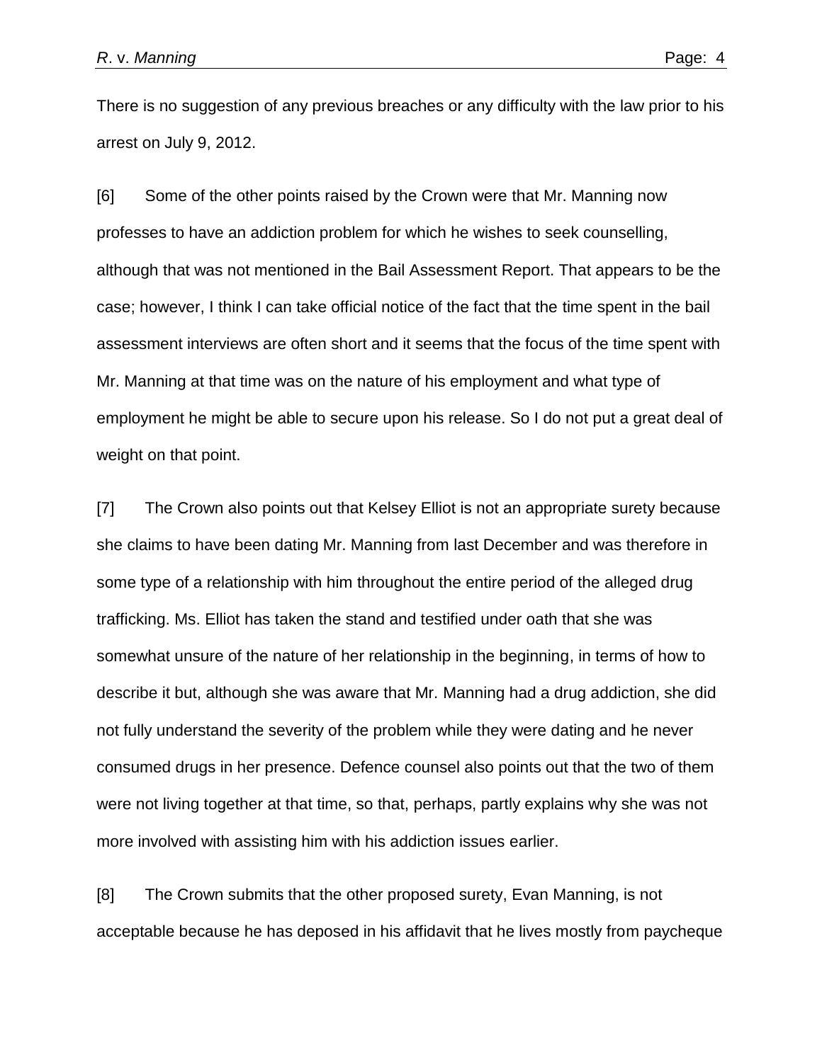There is no suggestion of any previous breaches or any difficulty with the law prior to his arrest on July 9, 2012.

[6] Some of the other points raised by the Crown were that Mr. Manning now professes to have an addiction problem for which he wishes to seek counselling, although that was not mentioned in the Bail Assessment Report. That appears to be the case; however, I think I can take official notice of the fact that the time spent in the bail assessment interviews are often short and it seems that the focus of the time spent with Mr. Manning at that time was on the nature of his employment and what type of employment he might be able to secure upon his release. So I do not put a great deal of weight on that point.

[7] The Crown also points out that Kelsey Elliot is not an appropriate surety because she claims to have been dating Mr. Manning from last December and was therefore in some type of a relationship with him throughout the entire period of the alleged drug trafficking. Ms. Elliot has taken the stand and testified under oath that she was somewhat unsure of the nature of her relationship in the beginning, in terms of how to describe it but, although she was aware that Mr. Manning had a drug addiction, she did not fully understand the severity of the problem while they were dating and he never consumed drugs in her presence. Defence counsel also points out that the two of them were not living together at that time, so that, perhaps, partly explains why she was not more involved with assisting him with his addiction issues earlier.

[8] The Crown submits that the other proposed surety, Evan Manning, is not acceptable because he has deposed in his affidavit that he lives mostly from paycheque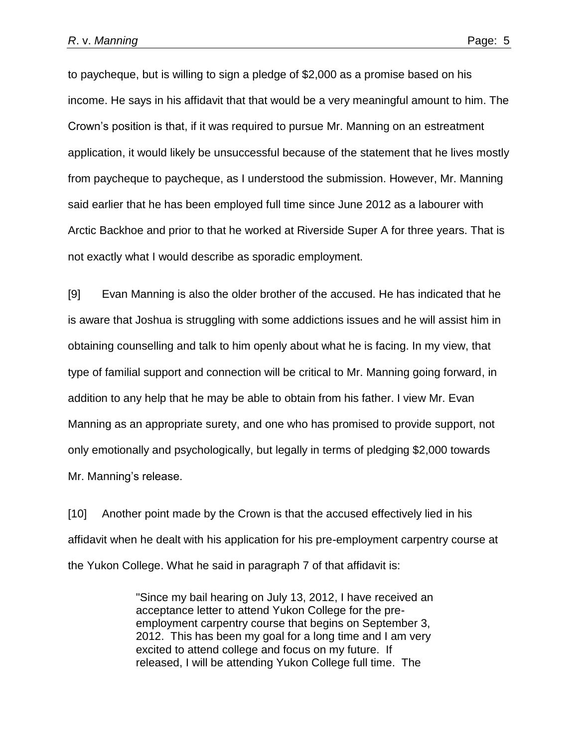to paycheque, but is willing to sign a pledge of $2,000 as a promise based on his income. He says in his affidavit that that would be a very meaningful amount to him. The Crown's position is that, if it was required to pursue Mr. Manning on an estreatment application, it would likely be unsuccessful because of the statement that he lives mostly from paycheque to paycheque, as I understood the submission. However, Mr. Manning said earlier that he has been employed full time since June 2012 as a labourer with Arctic Backhoe and prior to that he worked at Riverside Super A for three years. That is not exactly what I would describe as sporadic employment.

[9] Evan Manning is also the older brother of the accused. He has indicated that he is aware that Joshua is struggling with some addictions issues and he will assist him in obtaining counselling and talk to him openly about what he is facing. In my view, that type of familial support and connection will be critical to Mr. Manning going forward, in addition to any help that he may be able to obtain from his father. I view Mr. Evan Manning as an appropriate surety, and one who has promised to provide support, not only emotionally and psychologically, but legally in terms of pledging $2,000 towards Mr. Manning's release.

[10] Another point made by the Crown is that the accused effectively lied in his affidavit when he dealt with his application for his pre-employment carpentry course at the Yukon College. What he said in paragraph 7 of that affidavit is:

> "Since my bail hearing on July 13, 2012, I have received an acceptance letter to attend Yukon College for the pre-employment carpentry course that begins on September 3, 2012. This has been my goal for a long time and I am very excited to attend college and focus on my future. If released, I will be attending Yukon College full time. The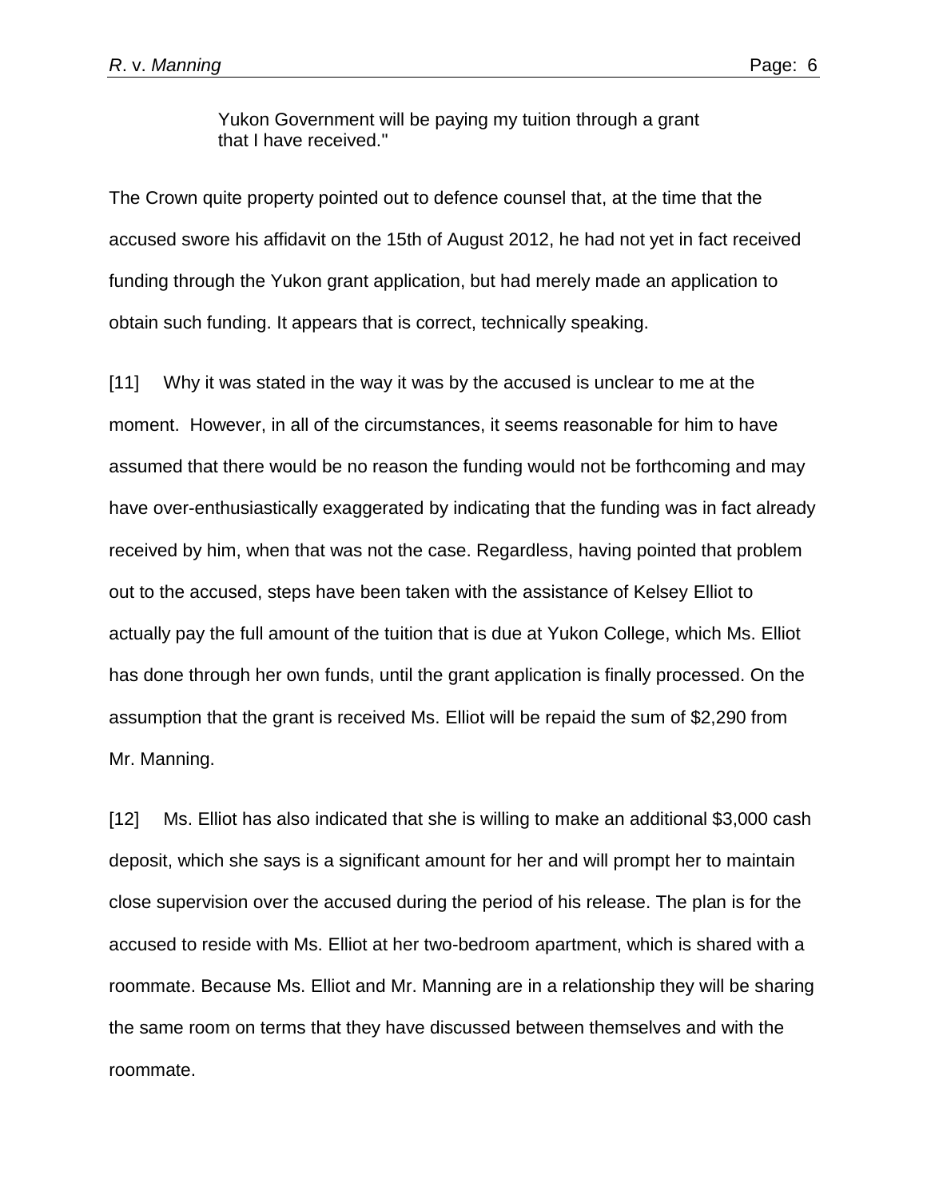> Yukon Government will be paying my tuition through a grant that I have received."

The Crown quite property pointed out to defence counsel that, at the time that the accused swore his affidavit on the 15th of August 2012, he had not yet in fact received funding through the Yukon grant application, but had merely made an application to obtain such funding. It appears that is correct, technically speaking.

[11] Why it was stated in the way it was by the accused is unclear to me at the moment. However, in all of the circumstances, it seems reasonable for him to have assumed that there would be no reason the funding would not be forthcoming and may have over-enthusiastically exaggerated by indicating that the funding was in fact already received by him, when that was not the case. Regardless, having pointed that problem out to the accused, steps have been taken with the assistance of Kelsey Elliot to actually pay the full amount of the tuition that is due at Yukon College, which Ms. Elliot has done through her own funds, until the grant application is finally processed. On the assumption that the grant is received Ms. Elliot will be repaid the sum of $2,290 from Mr. Manning.

[12] Ms. Elliot has also indicated that she is willing to make an additional $3,000 cash deposit, which she says is a significant amount for her and will prompt her to maintain close supervision over the accused during the period of his release. The plan is for the accused to reside with Ms. Elliot at her two-bedroom apartment, which is shared with a roommate. Because Ms. Elliot and Mr. Manning are in a relationship they will be sharing the same room on terms that they have discussed between themselves and with the roommate.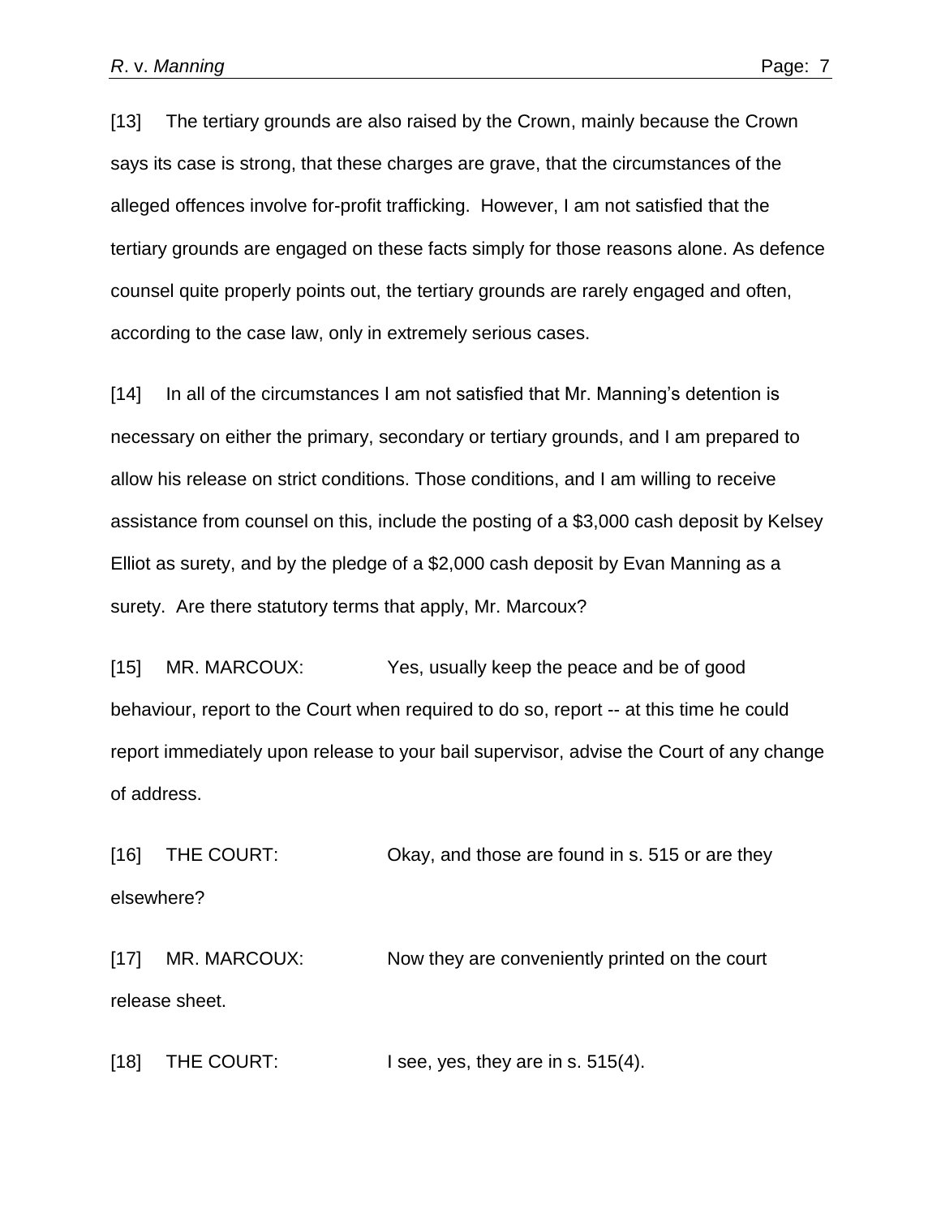[13] The tertiary grounds are also raised by the Crown, mainly because the Crown says its case is strong, that these charges are grave, that the circumstances of the alleged offences involve for-profit trafficking. However, I am not satisfied that the tertiary grounds are engaged on these facts simply for those reasons alone. As defence counsel quite properly points out, the tertiary grounds are rarely engaged and often, according to the case law, only in extremely serious cases.

[14] In all of the circumstances I am not satisfied that Mr. Manning's detention is necessary on either the primary, secondary or tertiary grounds, and I am prepared to allow his release on strict conditions. Those conditions, and I am willing to receive assistance from counsel on this, include the posting of a $3,000 cash deposit by Kelsey Elliot as surety, and by the pledge of a $2,000 cash deposit by Evan Manning as a surety. Are there statutory terms that apply, Mr. Marcoux?

[15] MR. MARCOUX: Yes, usually keep the peace and be of good behaviour, report to the Court when required to do so, report -- at this time he could report immediately upon release to your bail supervisor, advise the Court of any change of address.

[16] THE COURT: Okay, and those are found in s. 515 or are they elsewhere?

[17] MR. MARCOUX: Now they are conveniently printed on the court release sheet.

[18] THE COURT: I see, yes, they are in s. 515(4).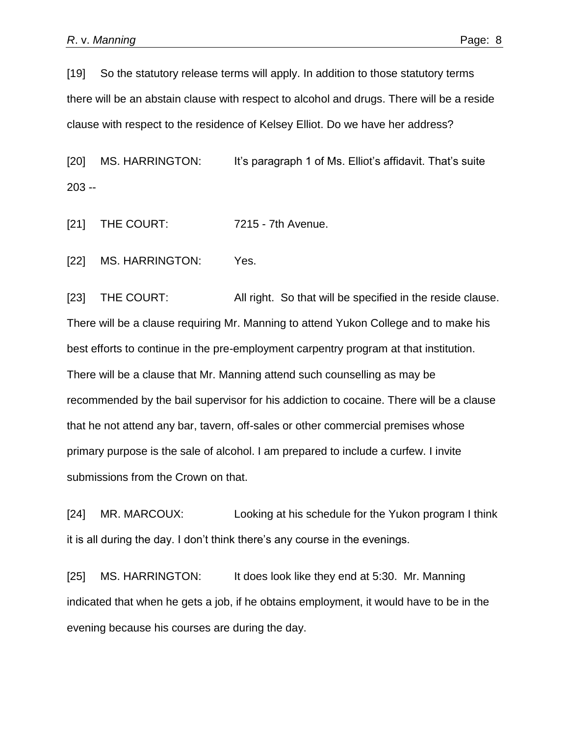[19] So the statutory release terms will apply. In addition to those statutory terms there will be an abstain clause with respect to alcohol and drugs. There will be a reside clause with respect to the residence of Kelsey Elliot. Do we have her address?

[20] MS. HARRINGTON: It's paragraph 1 of Ms. Elliot's affidavit. That's suite 203 --

[21] THE COURT: 7215 - 7th Avenue.

[22] MS. HARRINGTON: Yes.

[23] THE COURT: All right. So that will be specified in the reside clause. There will be a clause requiring Mr. Manning to attend Yukon College and to make his best efforts to continue in the pre-employment carpentry program at that institution. There will be a clause that Mr. Manning attend such counselling as may be recommended by the bail supervisor for his addiction to cocaine. There will be a clause that he not attend any bar, tavern, off-sales or other commercial premises whose primary purpose is the sale of alcohol. I am prepared to include a curfew. I invite submissions from the Crown on that.

[24] MR. MARCOUX: Looking at his schedule for the Yukon program I think it is all during the day. I don't think there's any course in the evenings.

[25] MS. HARRINGTON: It does look like they end at 5:30. Mr. Manning indicated that when he gets a job, if he obtains employment, it would have to be in the evening because his courses are during the day.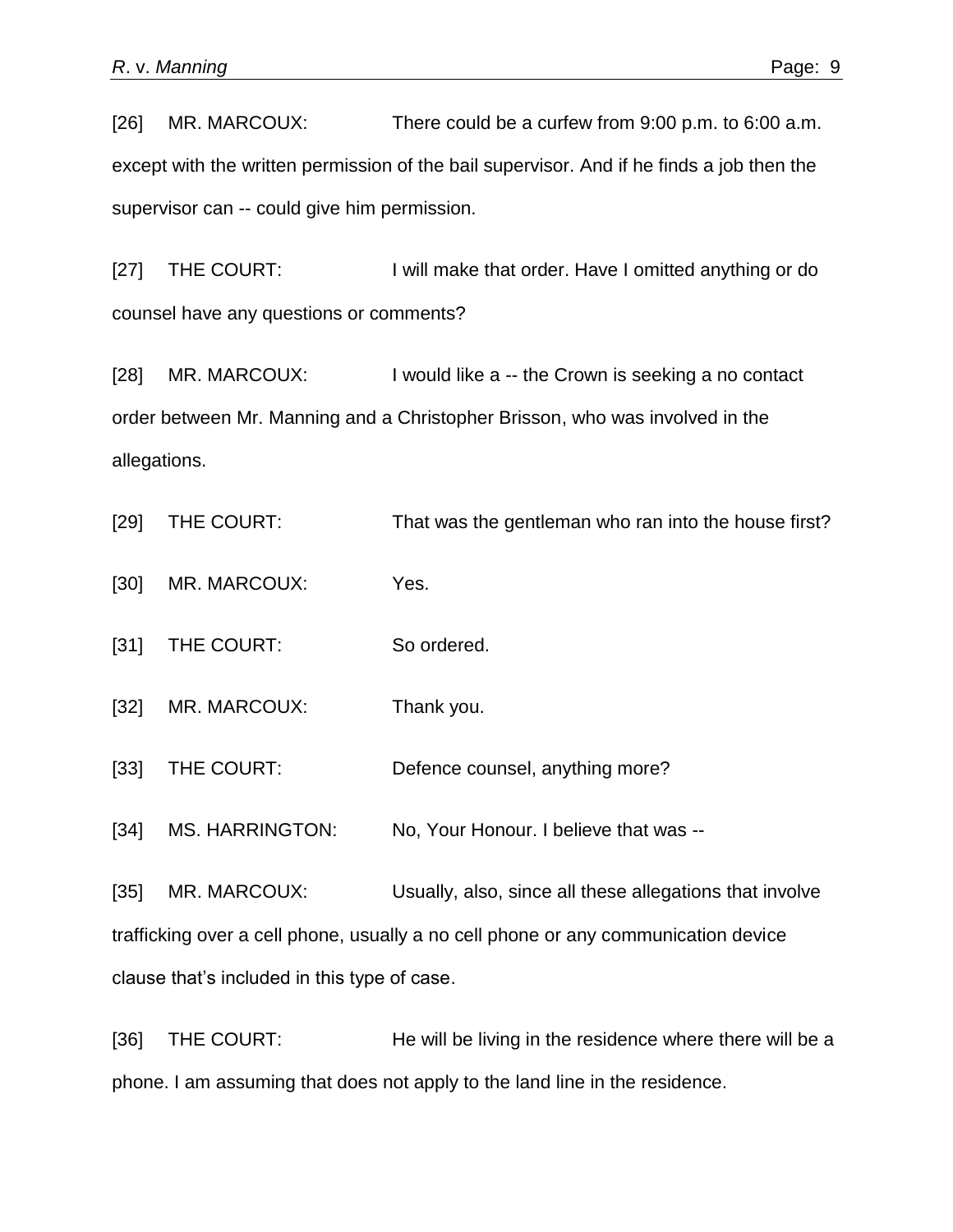[26] MR. MARCOUX: There could be a curfew from 9:00 p.m. to 6:00 a.m. except with the written permission of the bail supervisor. And if he finds a job then the supervisor can -- could give him permission.

[27] THE COURT: I will make that order. Have I omitted anything or do counsel have any questions or comments?

[28] MR. MARCOUX: I would like a -- the Crown is seeking a no contact order between Mr. Manning and a Christopher Brisson, who was involved in the allegations.

[29] THE COURT: That was the gentleman who ran into the house first?

[30] MR. MARCOUX: Yes.

[31] THE COURT: So ordered.

[32] MR. MARCOUX: Thank you.

[33] THE COURT: Defence counsel, anything more?

[34] MS. HARRINGTON: No, Your Honour. I believe that was --

[35] MR. MARCOUX: Usually, also, since all these allegations that involve trafficking over a cell phone, usually a no cell phone or any communication device clause that's included in this type of case.

[36] THE COURT: He will be living in the residence where there will be a phone. I am assuming that does not apply to the land line in the residence.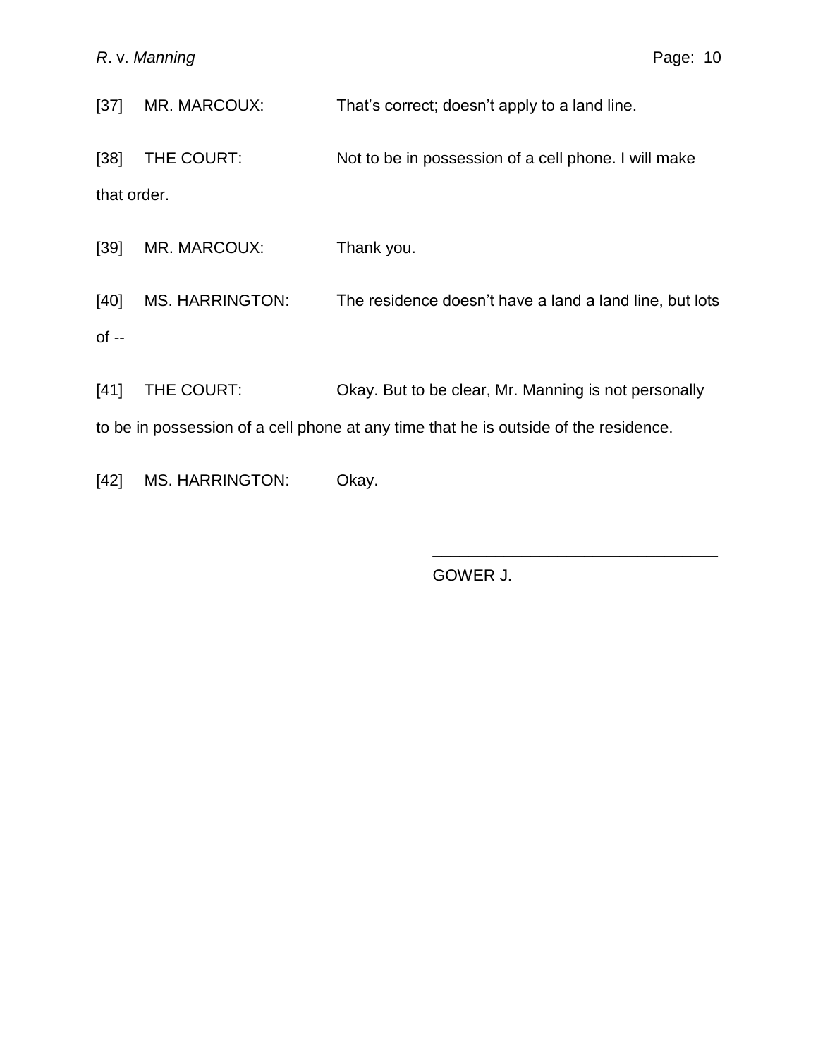[37] MR. MARCOUX: That's correct; doesn't apply to a land line.

[38] THE COURT: Not to be in possession of a cell phone. I will make that order.

[39] MR. MARCOUX: Thank you.

[40] MS. HARRINGTON: The residence doesn't have a land a land line, but lots of --

[41] THE COURT: Okay. But to be clear, Mr. Manning is not personally to be in possession of a cell phone at any time that he is outside of the residence.

[42] MS. HARRINGTON: Okay.

\_\_\_\_\_\_\_\_\_\_\_\_\_\_\_\_\_\_\_\_\_\_\_\_\_\_\_\_\_\_\_\_

GOWER J.